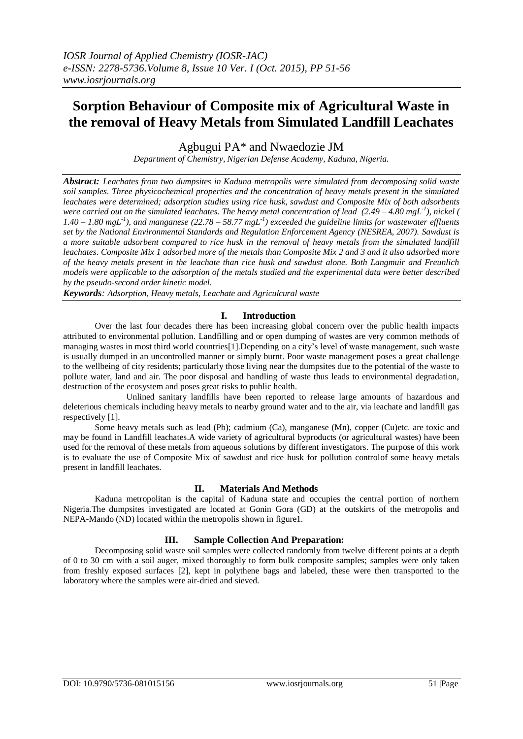# Sorption Behaviour of Composite mix of Agricultural Waste in the removal of Heavy Metals from Simulated Landfill Leachates

Agbugui PA* and Nwaedozie JM

*Department of Chemistry, Nigerian Defense Academy, Kaduna, Nigeria.*

***Abstract:*** *Leachates from two dumpsites in Kaduna metropolis were simulated from decomposing solid waste soil samples. Three physicochemical properties and the concentration of heavy metals present in the simulated leachates were determined; adsorption studies using rice husk, sawdust and Composite Mix of both adsorbents were carried out on the simulated leachates. The heavy metal concentration of lead (2.49 – 4.80 mgL$^{-1}$), nickel (1.40 – 1.80 mgL$^{-1}$), and manganese (22.78 – 58.77 mgL$^{-1}$) exceeded the guideline limits for wastewater effluents set by the National Environmental Standards and Regulation Enforcement Agency (NESREA, 2007). Sawdust is a more suitable adsorbent compared to rice husk in the removal of heavy metals from the simulated landfill leachates. Composite Mix 1 adsorbed more of the metals than Composite Mix 2 and 3 and it also adsorbed more of the heavy metals present in the leachate than rice husk and sawdust alone. Both Langmuir and Freunlich models were applicable to the adsorption of the metals studied and the experimental data were better described by the pseudo-second order kinetic model.*

***Keywords****: Adsorption, Heavy metals, Leachate and Agriculcural waste*

## I. Introduction

Over the last four decades there has been increasing global concern over the public health impacts attributed to environmental pollution. Landfilling and or open dumping of wastes are very common methods of managing wastes in most third world countries[1].Depending on a city's level of waste management, such waste is usually dumped in an uncontrolled manner or simply burnt. Poor waste management poses a great challenge to the wellbeing of city residents; particularly those living near the dumpsites due to the potential of the waste to pollute water, land and air. The poor disposal and handling of waste thus leads to environmental degradation, destruction of the ecosystem and poses great risks to public health.

Unlined sanitary landfills have been reported to release large amounts of hazardous and deleterious chemicals including heavy metals to nearby ground water and to the air, via leachate and landfill gas respectively [1].

Some heavy metals such as lead (Pb); cadmium (Ca), manganese (Mn), copper (Cu)etc. are toxic and may be found in Landfill leachates.A wide variety of agricultural byproducts (or agricultural wastes) have been used for the removal of these metals from aqueous solutions by different investigators. The purpose of this work is to evaluate the use of Composite Mix of sawdust and rice husk for pollution controlof some heavy metals present in landfill leachates.

## II. Materials And Methods

Kaduna metropolitan is the capital of Kaduna state and occupies the central portion of northern Nigeria.The dumpsites investigated are located at Gonin Gora (GD) at the outskirts of the metropolis and NEPA-Mando (ND) located within the metropolis shown in figure1.

## III. Sample Collection And Preparation:

Decomposing solid waste soil samples were collected randomly from twelve different points at a depth of 0 to 30 cm with a soil auger, mixed thoroughly to form bulk composite samples; samples were only taken from freshly exposed surfaces [2], kept in polythene bags and labeled, these were then transported to the laboratory where the samples were air-dried and sieved.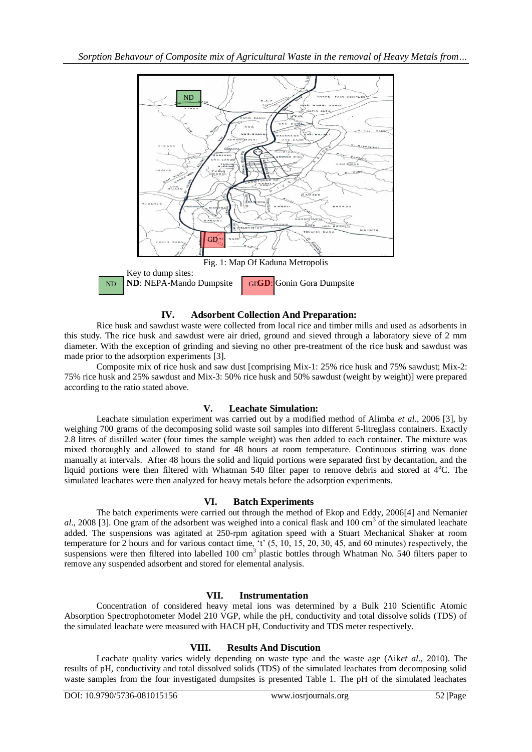Fig. 1: Map Of Kaduna Metropolis

Key to dump sites:

**ND**: NEPA-Mando Dumpsite    **GD**: Gonin Gora Dumpsite

## IV. Adsorbent Collection And Preparation:

Rice husk and sawdust waste were collected from local rice and timber mills and used as adsorbents in this study. The rice husk and sawdust were air dried, ground and sieved through a laboratory sieve of 2 mm diameter. With the exception of grinding and sieving no other pre-treatment of the rice husk and sawdust was made prior to the adsorption experiments [3].

Composite mix of rice husk and saw dust [comprising Mix-1: 25% rice husk and 75% sawdust; Mix-2: 75% rice husk and 25% sawdust and Mix-3: 50% rice husk and 50% sawdust (weight by weight)] were prepared according to the ratio stated above.

## V. Leachate Simulation:

Leachate simulation experiment was carried out by a modified method of Alimba *et al*., 2006 [3], by weighing 700 grams of the decomposing solid waste soil samples into different 5-litreglass containers. Exactly 2.8 litres of distilled water (four times the sample weight) was then added to each container. The mixture was mixed thoroughly and allowed to stand for 48 hours at room temperature. Continuous stirring was done manually at intervals. After 48 hours the solid and liquid portions were separated first by decantation, and the liquid portions were then filtered with Whatman 540 filter paper to remove debris and stored at 4$^o$C. The simulated leachates were then analyzed for heavy metals before the adsorption experiments.

## VI. Batch Experiments

The batch experiments were carried out through the method of Ekop and Eddy, 2006[4] and Nemani*et al*., 2008 [3]. One gram of the adsorbent was weighed into a conical flask and 100 cm$^3$ of the simulated leachate added. The suspensions was agitated at 250-rpm agitation speed with a Stuart Mechanical Shaker at room temperature for 2 hours and for various contact time, 't' (5, 10, 15, 20, 30, 45, and 60 minutes) respectively, the suspensions were then filtered into labelled 100 cm$^3$ plastic bottles through Whatman No. 540 filters paper to remove any suspended adsorbent and stored for elemental analysis.

## VII. Instrumentation

Concentration of considered heavy metal ions was determined by a Bulk 210 Scientific Atomic Absorption Spectrophotometer Model 210 VGP, while the pH, conductivity and total dissolve solids (TDS) of the simulated leachate were measured with HACH pH, Conductivity and TDS meter respectively.

## VIII. Results And Discution

Leachate quality varies widely depending on waste type and the waste age (Aik*et al*., 2010). The results of pH, conductivity and total dissolved solids (TDS) of the simulated leachates from decomposing solid waste samples from the four investigated dumpsites is presented Table 1. The pH of the simulated leachates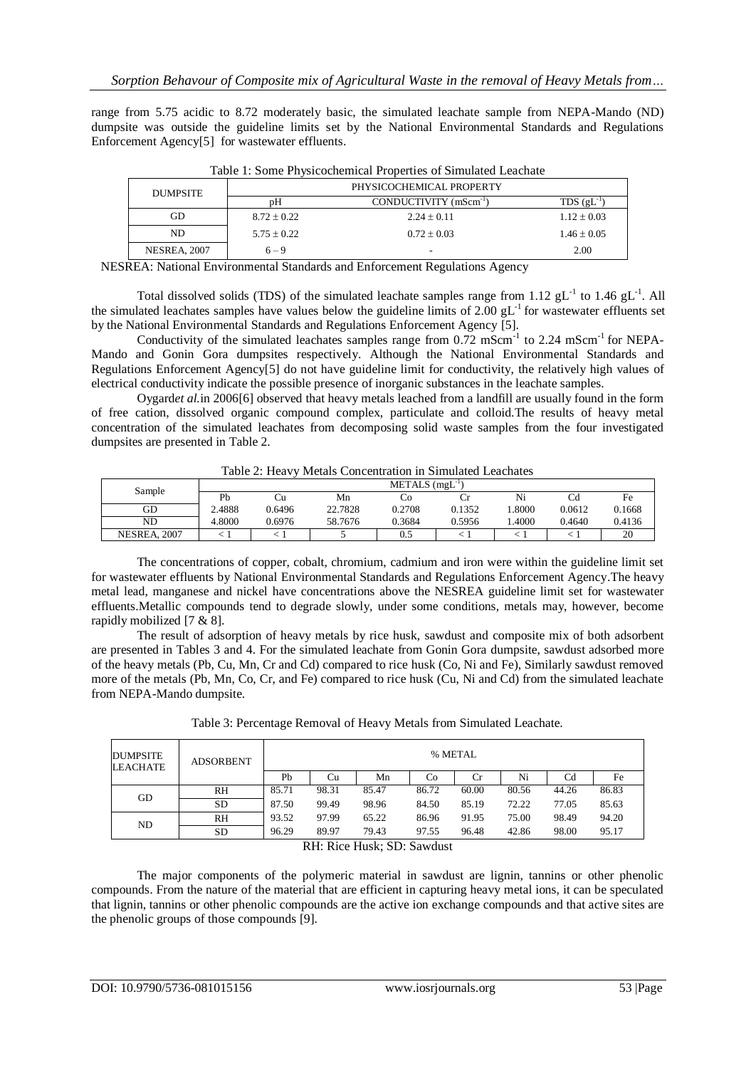range from 5.75 acidic to 8.72 moderately basic, the simulated leachate sample from NEPA-Mando (ND) dumpsite was outside the guideline limits set by the National Environmental Standards and Regulations Enforcement Agency[5] for wastewater effluents.

Table 1: Some Physicochemical Properties of Simulated Leachate

| DUMPSITE | PHYSICOCHEMICAL PROPERTY | | |
|---|---|---|---|
| | pH | CONDUCTIVITY ($mScm^{-1}$) | TDS ($gL^{-1}$) |
| GD | $8.72 \pm 0.22$ | $2.24 \pm 0.11$ | $1.12 \pm 0.03$ |
| ND | $5.75 \pm 0.22$ | $0.72 \pm 0.03$ | $1.46 \pm 0.05$ |
| NESREA, 2007 | 6 – 9 | - | 2.00 |

NESREA: National Environmental Standards and Enforcement Regulations Agency

Total dissolved solids (TDS) of the simulated leachate samples range from 1.12 $gL^{-1}$ to 1.46 $gL^{-1}$. All the simulated leachates samples have values below the guideline limits of 2.00 $gL^{-1}$ for wastewater effluents set by the National Environmental Standards and Regulations Enforcement Agency [5].

Conductivity of the simulated leachates samples range from 0.72 $mScm^{-1}$ to 2.24 $mScm^{-1}$ for NEPA-Mando and Gonin Gora dumpsites respectively. Although the National Environmental Standards and Regulations Enforcement Agency[5] do not have guideline limit for conductivity, the relatively high values of electrical conductivity indicate the possible presence of inorganic substances in the leachate samples.

Oygard*et al.*in 2006[6] observed that heavy metals leached from a landfill are usually found in the form of free cation, dissolved organic compound complex, particulate and colloid.The results of heavy metal concentration of the simulated leachates from decomposing solid waste samples from the four investigated dumpsites are presented in Table 2.

Table 2: Heavy Metals Concentration in Simulated Leachates

| Sample | METALS ($mgL^{-1}$) | | | | | | | |
|---|---|---|---|---|---|---|---|---|
| | Pb | Cu | Mn | Co | Cr | Ni | Cd | Fe |
| GD | 2.4888 | 0.6496 | 22.7828 | 0.2708 | 0.1352 | 1.8000 | 0.0612 | 0.1668 |
| ND | 4.8000 | 0.6976 | 58.7676 | 0.3684 | 0.5956 | 1.4000 | 0.4640 | 0.4136 |
| NESREA, 2007 | < 1 | < 1 | 5 | 0.5 | < 1 | < 1 | < 1 | 20 |

The concentrations of copper, cobalt, chromium, cadmium and iron were within the guideline limit set for wastewater effluents by National Environmental Standards and Regulations Enforcement Agency.The heavy metal lead, manganese and nickel have concentrations above the NESREA guideline limit set for wastewater effluents.Metallic compounds tend to degrade slowly, under some conditions, metals may, however, become rapidly mobilized [7 & 8].

The result of adsorption of heavy metals by rice husk, sawdust and composite mix of both adsorbent are presented in Tables 3 and 4. For the simulated leachate from Gonin Gora dumpsite, sawdust adsorbed more of the heavy metals (Pb, Cu, Mn, Cr and Cd) compared to rice husk (Co, Ni and Fe), Similarly sawdust removed more of the metals (Pb, Mn, Co, Cr, and Fe) compared to rice husk (Cu, Ni and Cd) from the simulated leachate from NEPA-Mando dumpsite.

Table 3: Percentage Removal of Heavy Metals from Simulated Leachate.

| DUMPSITE LEACHATE | ADSORBENT | % METAL | | | | | | | |
|---|---|---|---|---|---|---|---|---|---|
| | | Pb | Cu | Mn | Co | Cr | Ni | Cd | Fe |
| GD | RH | 85.71 | 98.31 | 85.47 | 86.72 | 60.00 | 80.56 | 44.26 | 86.83 |
| | SD | 87.50 | 99.49 | 98.96 | 84.50 | 85.19 | 72.22 | 77.05 | 85.63 |
| ND | RH | 93.52 | 97.99 | 65.22 | 86.96 | 91.95 | 75.00 | 98.49 | 94.20 |
| | SD | 96.29 | 89.97 | 79.43 | 97.55 | 96.48 | 42.86 | 98.00 | 95.17 |

RH: Rice Husk; SD: Sawdust

The major components of the polymeric material in sawdust are lignin, tannins or other phenolic compounds. From the nature of the material that are efficient in capturing heavy metal ions, it can be speculated that lignin, tannins or other phenolic compounds are the active ion exchange compounds and that active sites are the phenolic groups of those compounds [9].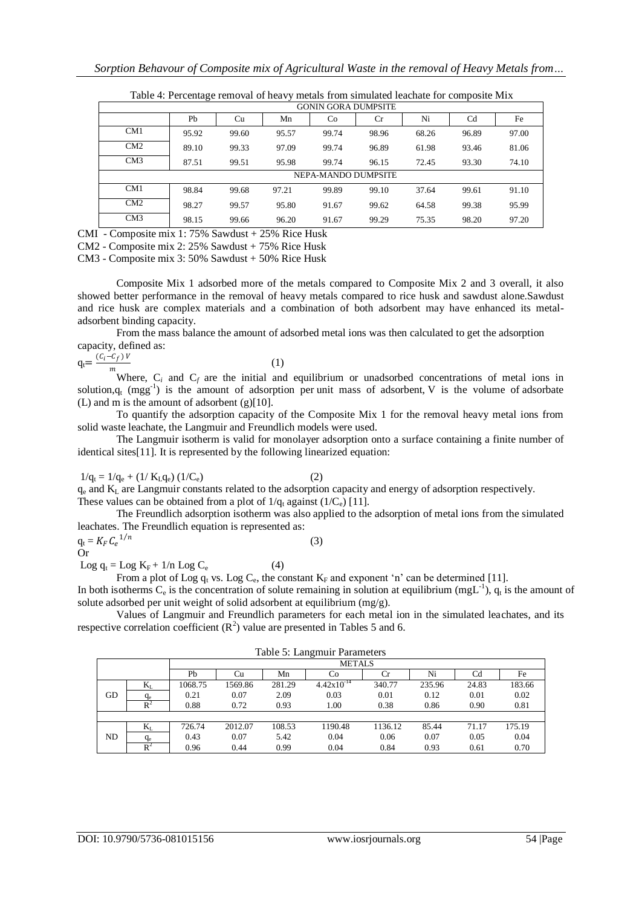Table 4: Percentage removal of heavy metals from simulated leachate for composite Mix

| | Pb | Cu | Mn | Co | Cr | Ni | Cd | Fe |
|---|---|---|---|---|---|---|---|---|
| GONIN GORA DUMPSITE | | | | | | | | |
| CM1 | 95.92 | 99.60 | 95.57 | 99.74 | 98.96 | 68.26 | 96.89 | 97.00 |
| CM2 | 89.10 | 99.33 | 97.09 | 99.74 | 96.89 | 61.98 | 93.46 | 81.06 |
| CM3 | 87.51 | 99.51 | 95.98 | 99.74 | 96.15 | 72.45 | 93.30 | 74.10 |
| NEPA-MANDO DUMPSITE | | | | | | | | |
| CM1 | 98.84 | 99.68 | 97.21 | 99.89 | 99.10 | 37.64 | 99.61 | 91.10 |
| CM2 | 98.27 | 99.57 | 95.80 | 91.67 | 99.62 | 64.58 | 99.38 | 95.99 |
| CM3 | 98.15 | 99.66 | 96.20 | 91.67 | 99.29 | 75.35 | 98.20 | 97.20 |

CMI - Composite mix 1: 75% Sawdust + 25% Rice Husk

CM2 - Composite mix 2: 25% Sawdust + 75% Rice Husk

CM3 - Composite mix 3: 50% Sawdust + 50% Rice Husk

Composite Mix 1 adsorbed more of the metals compared to Composite Mix 2 and 3 overall, it also showed better performance in the removal of heavy metals compared to rice husk and sawdust alone.Sawdust and rice husk are complex materials and a combination of both adsorbent may have enhanced its metal-adsorbent binding capacity.

From the mass balance the amount of adsorbed metal ions was then calculated to get the adsorption capacity, defined as:

$$q_t = \frac{(C_i - C_f)\,V}{m} \quad (1)$$

Where, $C_i$ and $C_f$ are the initial and equilibrium or unadsorbed concentrations of metal ions in solution,$q_t$ ($mgg^{-1}$) is the amount of adsorption per unit mass of adsorbent, V is the volume of adsorbate (L) and m is the amount of adsorbent (g)[10].

To quantify the adsorption capacity of the Composite Mix 1 for the removal heavy metal ions from solid waste leachate, the Langmuir and Freundlich models were used.

The Langmuir isotherm is valid for monolayer adsorption onto a surface containing a finite number of identical sites[11]. It is represented by the following linearized equation:

$$1/q_t = 1/q_e + (1/K_L q_e)(1/C_e) \quad (2)$$

$q_e$ and $K_L$ are Langmuir constants related to the adsorption capacity and energy of adsorption respectively. These values can be obtained from a plot of $1/q_t$ against $(1/C_e)$ [11].

The Freundlich adsorption isotherm was also applied to the adsorption of metal ions from the simulated leachates. The Freundlich equation is represented as:

$$q_t = K_F C_e^{1/n} \quad (3)$$

Or

$$\text{Log } q_t = \text{Log } K_F + 1/n \text{ Log } C_e \quad (4)$$

From a plot of Log $q_t$ vs. Log $C_e$, the constant $K_F$ and exponent 'n' can be determined [11]. In both isotherms $C_e$ is the concentration of solute remaining in solution at equilibrium ($mgL^{-1}$), $q_t$ is the amount of solute adsorbed per unit weight of solid adsorbent at equilibrium (mg/g).

Values of Langmuir and Freundlich parameters for each metal ion in the simulated leachates, and its respective correlation coefficient ($R^2$) value are presented in Tables 5 and 6.

Table 5: Langmuir Parameters

| | | METALS | | | | | | | |
|---|---|---|---|---|---|---|---|---|---|
| | | Pb | Cu | Mn | Co | Cr | Ni | Cd | Fe |
| GD | $K_L$ | 1068.75 | 1569.86 | 281.29 | $4.42 \times 10^{-14}$ | 340.77 | 235.96 | 24.83 | 183.66 |
| | $q_e$ | 0.21 | 0.07 | 2.09 | 0.03 | 0.01 | 0.12 | 0.01 | 0.02 |
| | $R^2$ | 0.88 | 0.72 | 0.93 | 1.00 | 0.38 | 0.86 | 0.90 | 0.81 |
| ND | $K_L$ | 726.74 | 2012.07 | 108.53 | 1190.48 | 1136.12 | 85.44 | 71.17 | 175.19 |
| | $q_e$ | 0.43 | 0.07 | 5.42 | 0.04 | 0.06 | 0.07 | 0.05 | 0.04 |
| | $R^2$ | 0.96 | 0.44 | 0.99 | 0.04 | 0.84 | 0.93 | 0.61 | 0.70 |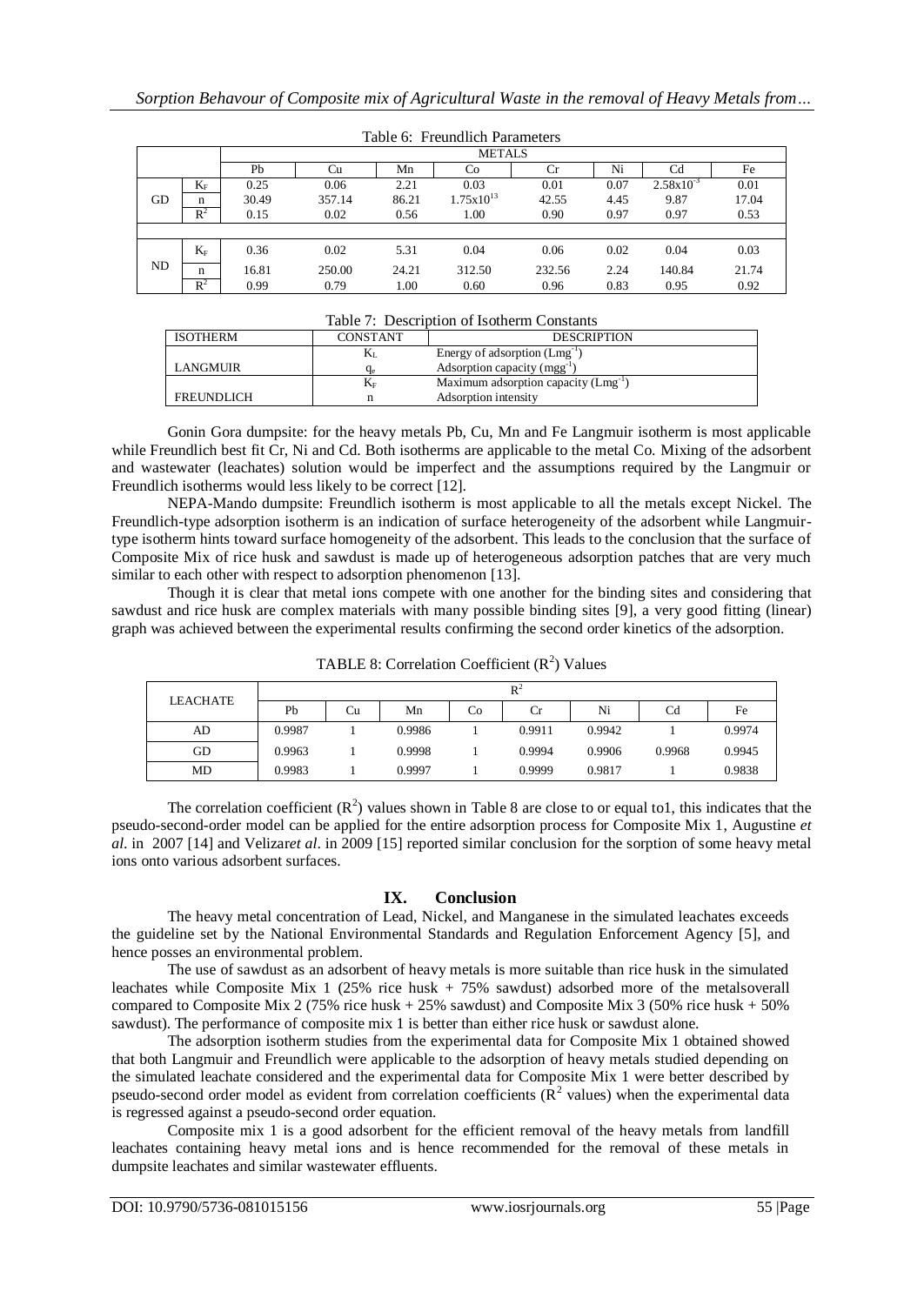Table 6: Freundlich Parameters

| | | METALS | | | | | | | |
|---|---|---|---|---|---|---|---|---|---|
| | | Pb | Cu | Mn | Co | Cr | Ni | Cd | Fe |
| GD | $K_F$ | 0.25 | 0.06 | 2.21 | 0.03 | 0.01 | 0.07 | $2.58x10^{-3}$ | 0.01 |
| | n | 30.49 | 357.14 | 86.21 | $1.75x10^{13}$ | 42.55 | 4.45 | 9.87 | 17.04 |
| | $R^2$ | 0.15 | 0.02 | 0.56 | 1.00 | 0.90 | 0.97 | 0.97 | 0.53 |
| ND | $K_F$ | 0.36 | 0.02 | 5.31 | 0.04 | 0.06 | 0.02 | 0.04 | 0.03 |
| | n | 16.81 | 250.00 | 24.21 | 312.50 | 232.56 | 2.24 | 140.84 | 21.74 |
| | $R^2$ | 0.99 | 0.79 | 1.00 | 0.60 | 0.96 | 0.83 | 0.95 | 0.92 |

Table 7: Description of Isotherm Constants

| ISOTHERM | CONSTANT | DESCRIPTION |
|---|---|---|
| LANGMUIR | $K_L$ | Energy of adsorption ($Lmg^{-1}$) |
| | $q_e$ | Adsorption capacity ($mgg^{-1}$) |
| FREUNDLICH | $K_F$ | Maximum adsorption capacity ($Lmg^{-1}$) |
| | n | Adsorption intensity |

Gonin Gora dumpsite: for the heavy metals Pb, Cu, Mn and Fe Langmuir isotherm is most applicable while Freundlich best fit Cr, Ni and Cd. Both isotherms are applicable to the metal Co. Mixing of the adsorbent and wastewater (leachates) solution would be imperfect and the assumptions required by the Langmuir or Freundlich isotherms would less likely to be correct [12].

NEPA-Mando dumpsite: Freundlich isotherm is most applicable to all the metals except Nickel. The Freundlich-type adsorption isotherm is an indication of surface heterogeneity of the adsorbent while Langmuir-type isotherm hints toward surface homogeneity of the adsorbent. This leads to the conclusion that the surface of Composite Mix of rice husk and sawdust is made up of heterogeneous adsorption patches that are very much similar to each other with respect to adsorption phenomenon [13].

Though it is clear that metal ions compete with one another for the binding sites and considering that sawdust and rice husk are complex materials with many possible binding sites [9], a very good fitting (linear) graph was achieved between the experimental results confirming the second order kinetics of the adsorption.

TABLE 8: Correlation Coefficient ($R^2$) Values

| LEACHATE | $R^2$ | | | | | | | |
|---|---|---|---|---|---|---|---|---|
| | Pb | Cu | Mn | Co | Cr | Ni | Cd | Fe |
| AD | 0.9987 | 1 | 0.9986 | 1 | 0.9911 | 0.9942 | 1 | 0.9974 |
| GD | 0.9963 | 1 | 0.9998 | 1 | 0.9994 | 0.9906 | 0.9968 | 0.9945 |
| MD | 0.9983 | 1 | 0.9997 | 1 | 0.9999 | 0.9817 | 1 | 0.9838 |

The correlation coefficient ($R^2$) values shown in Table 8 are close to or equal to1, this indicates that the pseudo-second-order model can be applied for the entire adsorption process for Composite Mix 1, Augustine *et al*. in 2007 [14] and Velizar*et al*. in 2009 [15] reported similar conclusion for the sorption of some heavy metal ions onto various adsorbent surfaces.

## IX. Conclusion

The heavy metal concentration of Lead, Nickel, and Manganese in the simulated leachates exceeds the guideline set by the National Environmental Standards and Regulation Enforcement Agency [5], and hence posses an environmental problem.

The use of sawdust as an adsorbent of heavy metals is more suitable than rice husk in the simulated leachates while Composite Mix 1 (25% rice husk + 75% sawdust) adsorbed more of the metalsoverall compared to Composite Mix 2 (75% rice husk + 25% sawdust) and Composite Mix 3 (50% rice husk + 50% sawdust). The performance of composite mix 1 is better than either rice husk or sawdust alone.

The adsorption isotherm studies from the experimental data for Composite Mix 1 obtained showed that both Langmuir and Freundlich were applicable to the adsorption of heavy metals studied depending on the simulated leachate considered and the experimental data for Composite Mix 1 were better described by pseudo-second order model as evident from correlation coefficients ($R^2$ values) when the experimental data is regressed against a pseudo-second order equation.

Composite mix 1 is a good adsorbent for the efficient removal of the heavy metals from landfill leachates containing heavy metal ions and is hence recommended for the removal of these metals in dumpsite leachates and similar wastewater effluents.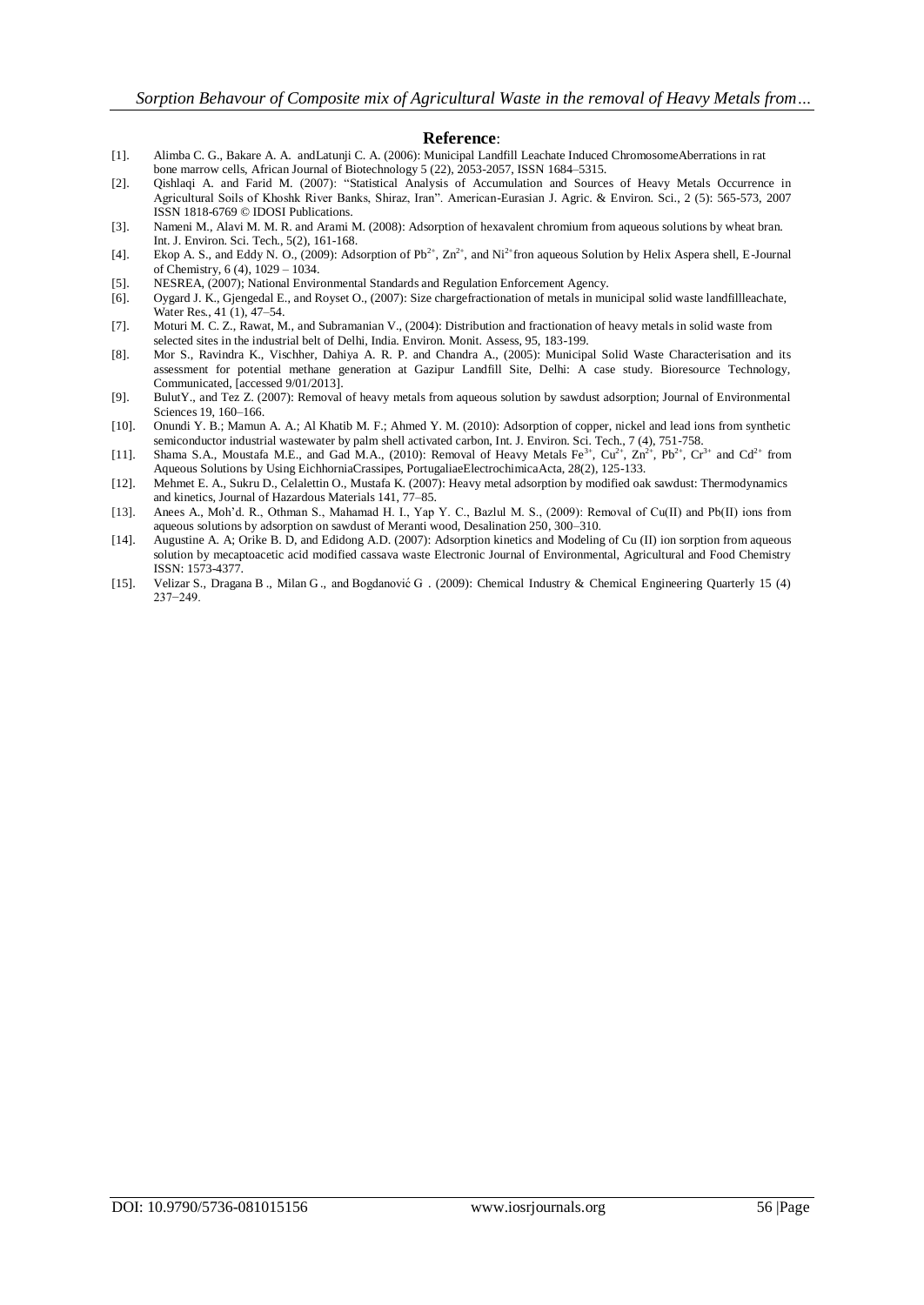## Reference:

[1]. Alimba C. G., Bakare A. A. andLatunji C. A. (2006): Municipal Landfill Leachate Induced ChromosomeAberrations in rat bone marrow cells, African Journal of Biotechnology 5 (22), 2053-2057, ISSN 1684–5315.

[2]. Qishlaqi A. and Farid M. (2007): "Statistical Analysis of Accumulation and Sources of Heavy Metals Occurrence in Agricultural Soils of Khoshk River Banks, Shiraz, Iran". American-Eurasian J. Agric. & Environ. Sci., 2 (5): 565-573, 2007 ISSN 1818-6769 © IDOSI Publications.

[3]. Nameni M., Alavi M. M. R. and Arami M. (2008): Adsorption of hexavalent chromium from aqueous solutions by wheat bran. Int. J. Environ. Sci. Tech., 5(2), 161-168.

[4]. Ekop A. S., and Eddy N. O., (2009): Adsorption of $Pb^{2+}$, $Zn^{2+}$, and $Ni^{2+}$fron aqueous Solution by Helix Aspera shell, E-Journal of Chemistry, 6 (4), 1029 – 1034.

[5]. NESREA, (2007); National Environmental Standards and Regulation Enforcement Agency.

[6]. Oygard J. K., Gjengedal E., and Royset O., (2007): Size chargefractionation of metals in municipal solid waste landfillleachate, Water Res., 41 (1), 47–54.

[7]. Moturi M. C. Z., Rawat, M., and Subramanian V., (2004): Distribution and fractionation of heavy metals in solid waste from selected sites in the industrial belt of Delhi, India. Environ. Monit. Assess, 95, 183-199.

[8]. Mor S., Ravindra K., Vischher, Dahiya A. R. P. and Chandra A., (2005): Municipal Solid Waste Characterisation and its assessment for potential methane generation at Gazipur Landfill Site, Delhi: A case study. Bioresource Technology, Communicated, [accessed 9/01/2013].

[9]. BulutY., and Tez Z. (2007): Removal of heavy metals from aqueous solution by sawdust adsorption; Journal of Environmental Sciences 19, 160–166.

[10]. Onundi Y. B.; Mamun A. A.; Al Khatib M. F.; Ahmed Y. M. (2010): Adsorption of copper, nickel and lead ions from synthetic semiconductor industrial wastewater by palm shell activated carbon, Int. J. Environ. Sci. Tech., 7 (4), 751-758.

[11]. Shama S.A., Moustafa M.E., and Gad M.A., (2010): Removal of Heavy Metals $Fe^{3+}$, $Cu^{2+}$, $Zn^{2+}$, $Pb^{2+}$, $Cr^{3+}$ and $Cd^{2+}$ from Aqueous Solutions by Using EichhorniaCrassipes, PortugaliaeElectrochimicaActa, 28(2), 125-133.

[12]. Mehmet E. A., Sukru D., Celalettin O., Mustafa K. (2007): Heavy metal adsorption by modified oak sawdust: Thermodynamics and kinetics, Journal of Hazardous Materials 141, 77–85.

[13]. Anees A., Moh'd. R., Othman S., Mahamad H. I., Yap Y. C., Bazlul M. S., (2009): Removal of Cu(II) and Pb(II) ions from aqueous solutions by adsorption on sawdust of Meranti wood, Desalination 250, 300–310.

[14]. Augustine A. A; Orike B. D, and Edidong A.D. (2007): Adsorption kinetics and Modeling of Cu (II) ion sorption from aqueous solution by mecaptoacetic acid modified cassava waste Electronic Journal of Environmental, Agricultural and Food Chemistry ISSN: 1573-4377.

[15]. Velizar S., Dragana B ., Milan G ., and Bogdanović G . (2009): Chemical Industry & Chemical Engineering Quarterly 15 (4) 237−249.